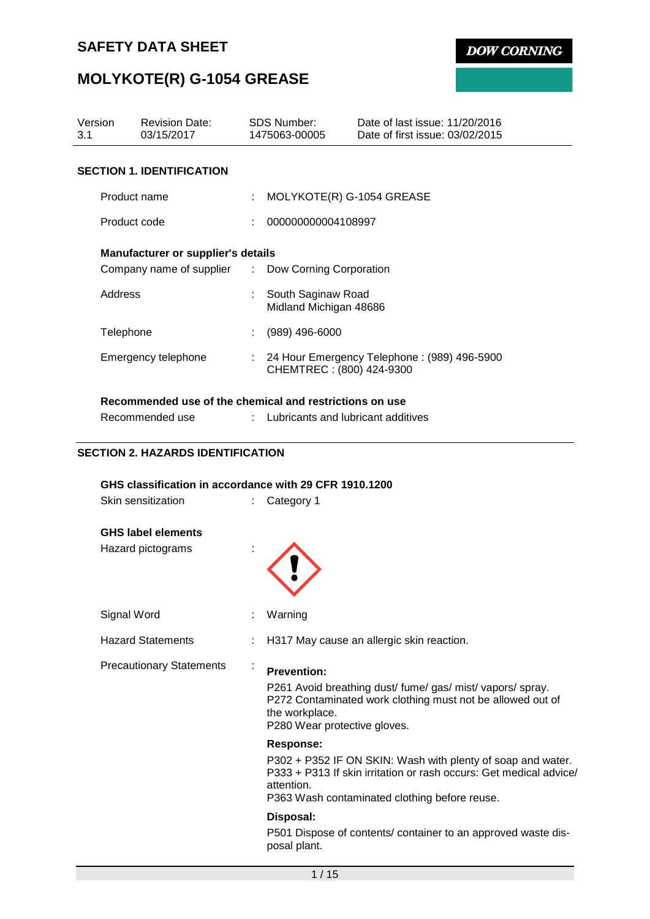# SAFETY DATA SHEET

# MOLYKOTE(R) G-1054 GREASE

| Version | Revision Date: | SDS Number: | Date of last issue: 11/20/2016 |
| --- | --- | --- | --- |
| 3.1 | 03/15/2017 | 1475063-00005 | Date of first issue: 03/02/2015 |

## SECTION 1. IDENTIFICATION

Product name : MOLYKOTE(R) G-1054 GREASE

Product code : 000000000004108997

**Manufacturer or supplier's details**

Company name of supplier : Dow Corning Corporation

Address : South Saginaw Road
Midland Michigan 48686

Telephone : (989) 496-6000

Emergency telephone : 24 Hour Emergency Telephone : (989) 496-5900
CHEMTREC : (800) 424-9300

**Recommended use of the chemical and restrictions on use**

Recommended use : Lubricants and lubricant additives

## SECTION 2. HAZARDS IDENTIFICATION

**GHS classification in accordance with 29 CFR 1910.1200**

Skin sensitization : Category 1

**GHS label elements**

Hazard pictograms :

Signal Word : Warning

Hazard Statements : H317 May cause an allergic skin reaction.

Precautionary Statements :

**Prevention:**

P261 Avoid breathing dust/ fume/ gas/ mist/ vapors/ spray.
P272 Contaminated work clothing must not be allowed out of the workplace.
P280 Wear protective gloves.

**Response:**

P302 + P352 IF ON SKIN: Wash with plenty of soap and water.
P333 + P313 If skin irritation or rash occurs: Get medical advice/ attention.
P363 Wash contaminated clothing before reuse.

**Disposal:**

P501 Dispose of contents/ container to an approved waste disposal plant.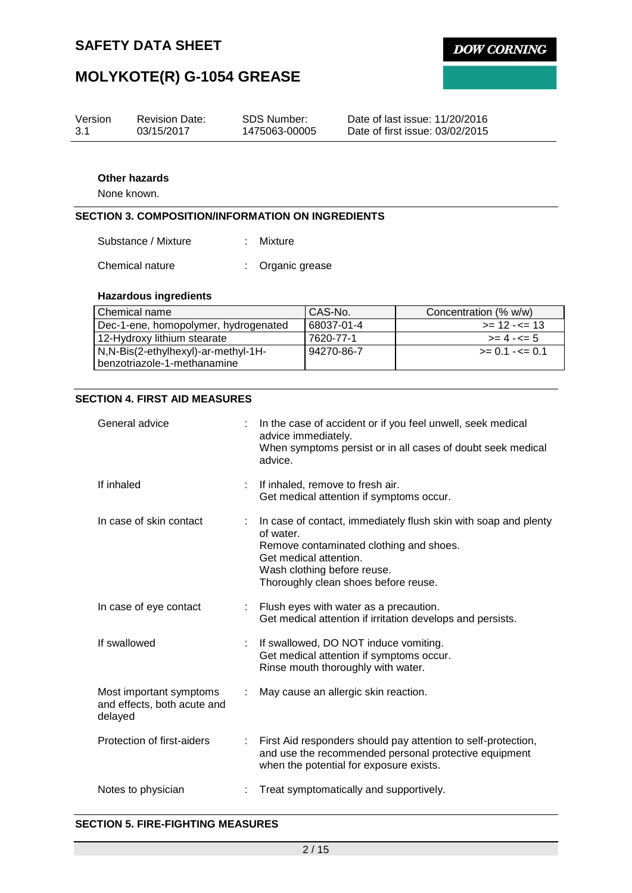### Other hazards

None known.

## SECTION 3. COMPOSITION/INFORMATION ON INGREDIENTS

Substance / Mixture : Mixture

Chemical nature : Organic grease

### Hazardous ingredients

| Chemical name | CAS-No. | Concentration (% w/w) |
|---|---|---|
| Dec-1-ene, homopolymer, hydrogenated | 68037-01-4 | >= 12 - <= 13 |
| 12-Hydroxy lithium stearate | 7620-77-1 | >= 4 - <= 5 |
| N,N-Bis(2-ethylhexyl)-ar-methyl-1H-benzotriazole-1-methanamine | 94270-86-7 | >= 0.1 - <= 0.1 |

## SECTION 4. FIRST AID MEASURES

General advice : In the case of accident or if you feel unwell, seek medical advice immediately.
When symptoms persist or in all cases of doubt seek medical advice.

If inhaled : If inhaled, remove to fresh air.
Get medical attention if symptoms occur.

In case of skin contact : In case of contact, immediately flush skin with soap and plenty of water.
Remove contaminated clothing and shoes.
Get medical attention.
Wash clothing before reuse.
Thoroughly clean shoes before reuse.

In case of eye contact : Flush eyes with water as a precaution.
Get medical attention if irritation develops and persists.

If swallowed : If swallowed, DO NOT induce vomiting.
Get medical attention if symptoms occur.
Rinse mouth thoroughly with water.

Most important symptoms and effects, both acute and delayed : May cause an allergic skin reaction.

Protection of first-aiders : First Aid responders should pay attention to self-protection, and use the recommended personal protective equipment when the potential for exposure exists.

Notes to physician : Treat symptomatically and supportively.

## SECTION 5. FIRE-FIGHTING MEASURES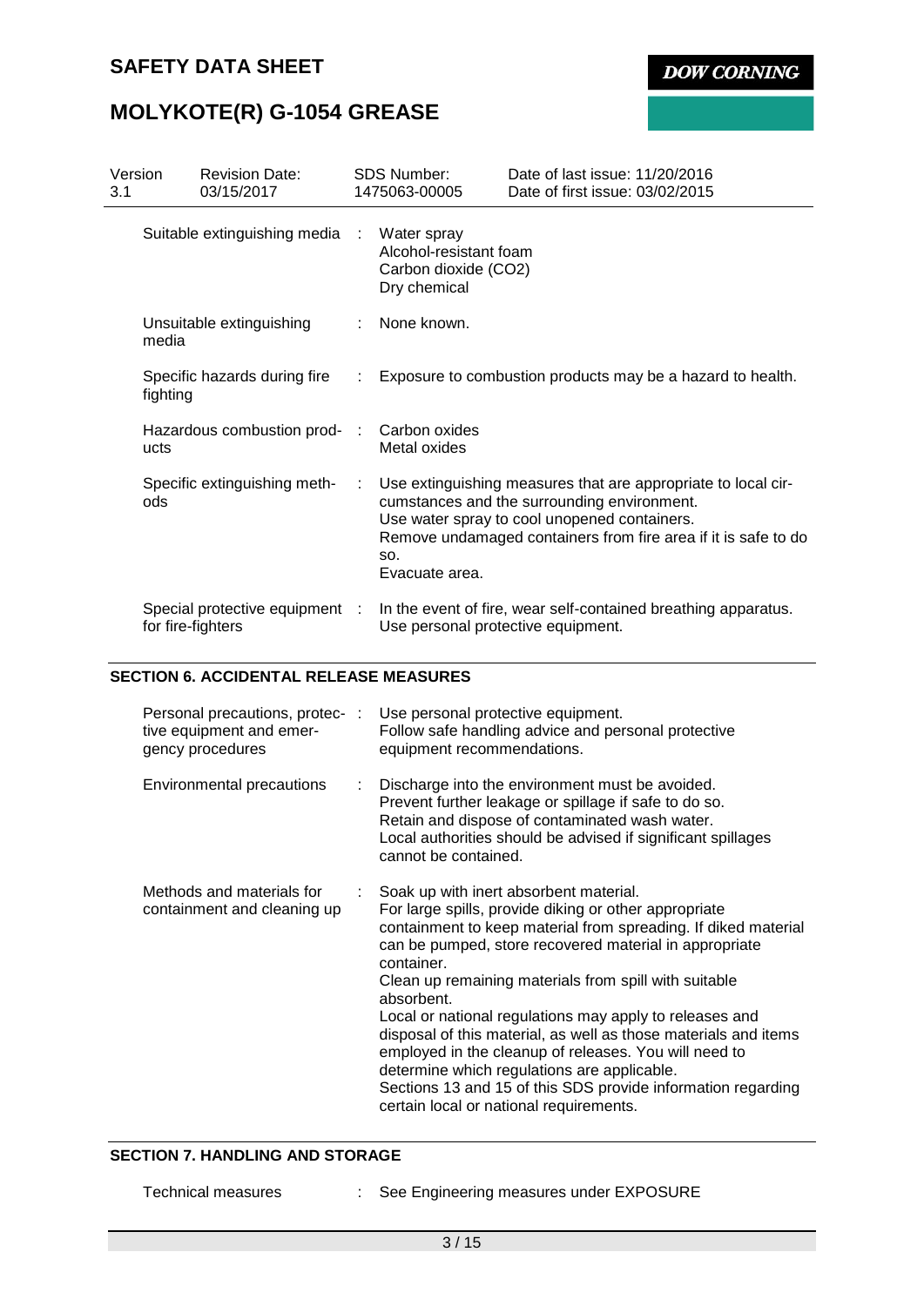| Suitable extinguishing media | : | Water spray<br>Alcohol-resistant foam<br>Carbon dioxide ($CO_2$)<br>Dry chemical |
|---|---|---|
| Unsuitable extinguishing media | : | None known. |
| Specific hazards during fire fighting | : | Exposure to combustion products may be a hazard to health. |
| Hazardous combustion products | : | Carbon oxides<br>Metal oxides |
| Specific extinguishing methods | : | Use extinguishing measures that are appropriate to local circumstances and the surrounding environment.<br>Use water spray to cool unopened containers.<br>Remove undamaged containers from fire area if it is safe to do so.<br>Evacuate area. |
| Special protective equipment for fire-fighters | : | In the event of fire, wear self-contained breathing apparatus.<br>Use personal protective equipment. |

## SECTION 6. ACCIDENTAL RELEASE MEASURES

| Personal precautions, protective equipment and emergency procedures | : | Use personal protective equipment.<br>Follow safe handling advice and personal protective equipment recommendations. |
|---|---|---|
| Environmental precautions | : | Discharge into the environment must be avoided.<br>Prevent further leakage or spillage if safe to do so.<br>Retain and dispose of contaminated wash water.<br>Local authorities should be advised if significant spillages cannot be contained. |
| Methods and materials for containment and cleaning up | : | Soak up with inert absorbent material.<br>For large spills, provide diking or other appropriate containment to keep material from spreading. If diked material can be pumped, store recovered material in appropriate container.<br>Clean up remaining materials from spill with suitable absorbent.<br>Local or national regulations may apply to releases and disposal of this material, as well as those materials and items employed in the cleanup of releases. You will need to determine which regulations are applicable.<br>Sections 13 and 15 of this SDS provide information regarding certain local or national requirements. |

## SECTION 7. HANDLING AND STORAGE

| Technical measures | : | See Engineering measures under EXPOSURE |
|---|---|---|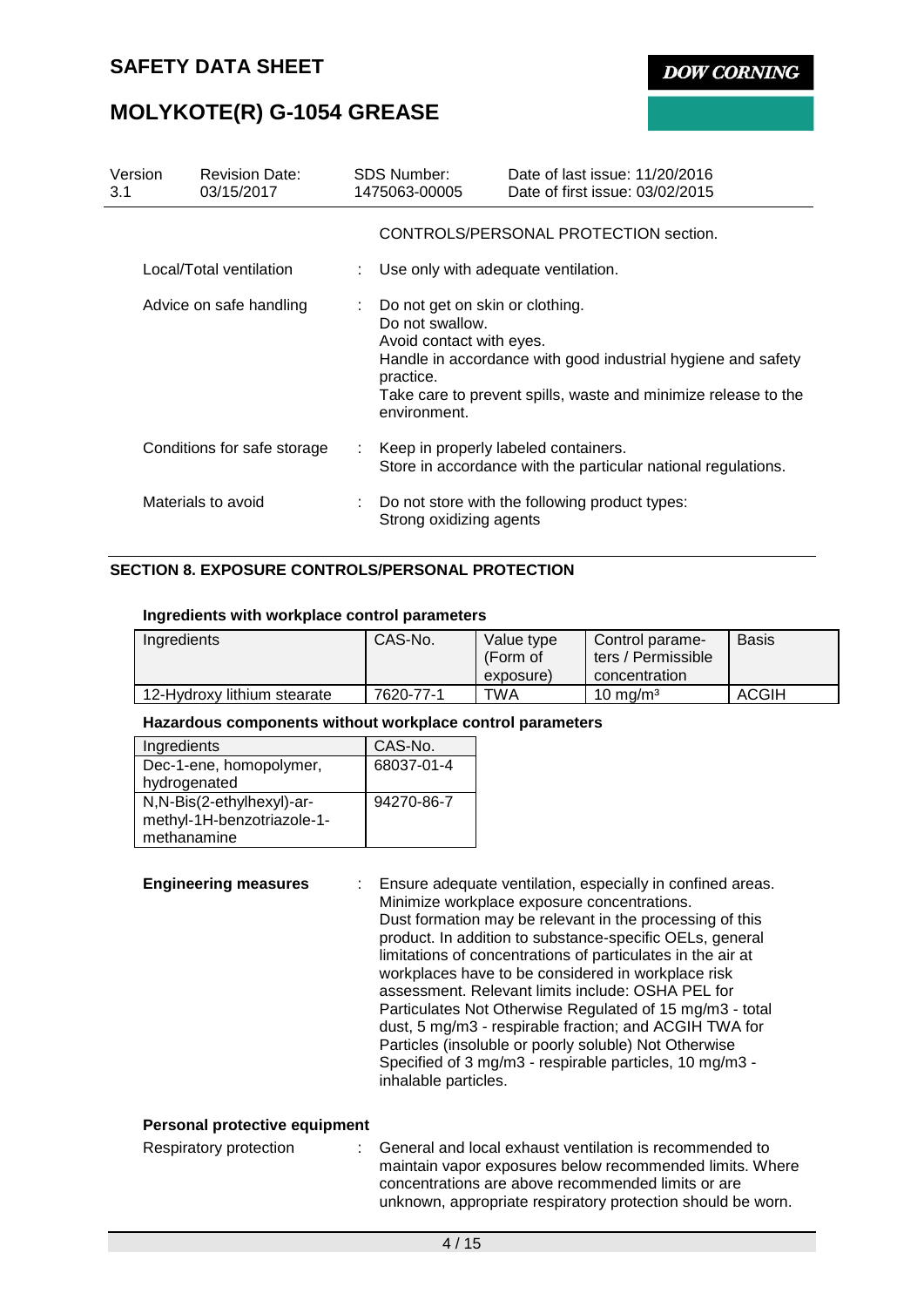CONTROLS/PERSONAL PROTECTION section.

Local/Total ventilation : Use only with adequate ventilation.

Advice on safe handling : Do not get on skin or clothing.
Do not swallow.
Avoid contact with eyes.
Handle in accordance with good industrial hygiene and safety practice.
Take care to prevent spills, waste and minimize release to the environment.

Conditions for safe storage : Keep in properly labeled containers.
Store in accordance with the particular national regulations.

Materials to avoid : Do not store with the following product types:
Strong oxidizing agents

## SECTION 8. EXPOSURE CONTROLS/PERSONAL PROTECTION

### Ingredients with workplace control parameters

| Ingredients | CAS-No. | Value type (Form of exposure) | Control parameters / Permissible concentration | Basis |
|---|---|---|---|---|
| 12-Hydroxy lithium stearate | 7620-77-1 | TWA | 10 mg/m³ | ACGIH |

### Hazardous components without workplace control parameters

| Ingredients | CAS-No. |
|---|---|
| Dec-1-ene, homopolymer, hydrogenated | 68037-01-4 |
| N,N-Bis(2-ethylhexyl)-ar-methyl-1H-benzotriazole-1-methanamine | 94270-86-7 |

**Engineering measures** : Ensure adequate ventilation, especially in confined areas.
Minimize workplace exposure concentrations.
Dust formation may be relevant in the processing of this product. In addition to substance-specific OELs, general limitations of concentrations of particulates in the air at workplaces have to be considered in workplace risk assessment. Relevant limits include: OSHA PEL for Particulates Not Otherwise Regulated of 15 mg/m3 - total dust, 5 mg/m3 - respirable fraction; and ACGIH TWA for Particles (insoluble or poorly soluble) Not Otherwise Specified of 3 mg/m3 - respirable particles, 10 mg/m3 - inhalable particles.

### Personal protective equipment

Respiratory protection : General and local exhaust ventilation is recommended to maintain vapor exposures below recommended limits. Where concentrations are above recommended limits or are unknown, appropriate respiratory protection should be worn.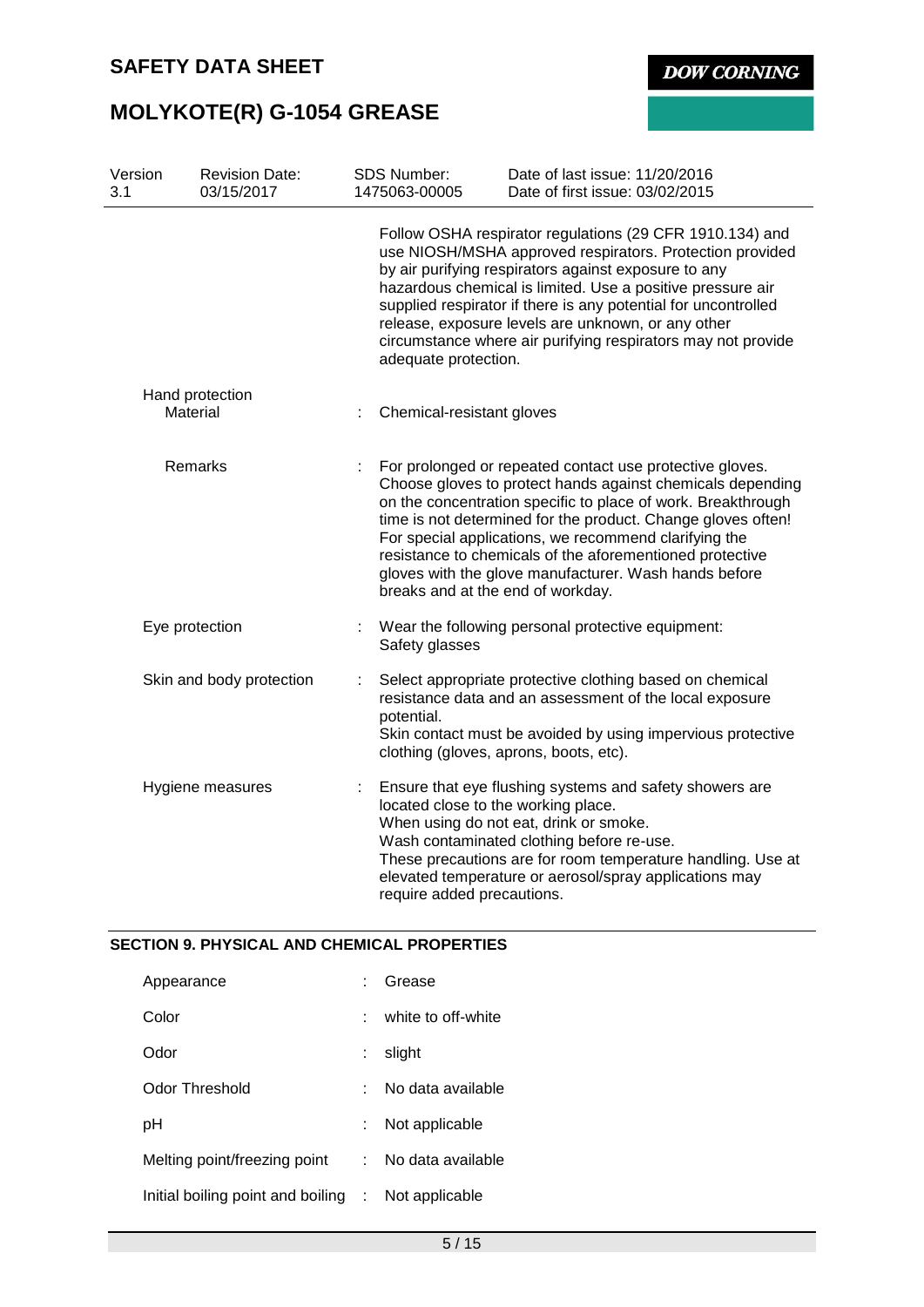| | | |
|---|---|---|
| | | Follow OSHA respirator regulations (29 CFR 1910.134) and use NIOSH/MSHA approved respirators. Protection provided by air purifying respirators against exposure to any hazardous chemical is limited. Use a positive pressure air supplied respirator if there is any potential for uncontrolled release, exposure levels are unknown, or any other circumstance where air purifying respirators may not provide adequate protection. |
| Hand protection | | |
| Material | : | Chemical-resistant gloves |
| Remarks | : | For prolonged or repeated contact use protective gloves. Choose gloves to protect hands against chemicals depending on the concentration specific to place of work. Breakthrough time is not determined for the product. Change gloves often! For special applications, we recommend clarifying the resistance to chemicals of the aforementioned protective gloves with the glove manufacturer. Wash hands before breaks and at the end of workday. |
| Eye protection | : | Wear the following personal protective equipment:<br>Safety glasses |
| Skin and body protection | : | Select appropriate protective clothing based on chemical resistance data and an assessment of the local exposure potential.<br>Skin contact must be avoided by using impervious protective clothing (gloves, aprons, boots, etc). |
| Hygiene measures | : | Ensure that eye flushing systems and safety showers are located close to the working place.<br>When using do not eat, drink or smoke.<br>Wash contaminated clothing before re-use.<br>These precautions are for room temperature handling. Use at elevated temperature or aerosol/spray applications may require added precautions. |

## SECTION 9. PHYSICAL AND CHEMICAL PROPERTIES

| | | |
|---|---|---|
| Appearance | : | Grease |
| Color | : | white to off-white |
| Odor | : | slight |
| Odor Threshold | : | No data available |
| pH | : | Not applicable |
| Melting point/freezing point | : | No data available |
| Initial boiling point and boiling | : | Not applicable |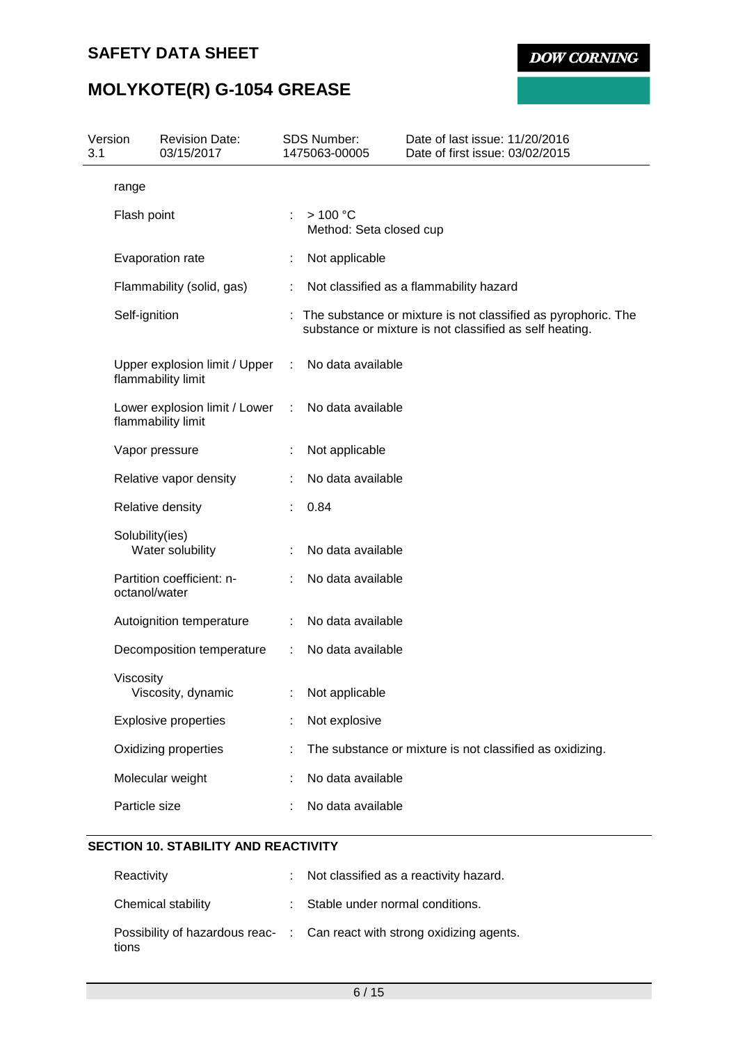| | | |
|---|---|---|
| range | | |
| Flash point | : | > 100 °C<br>Method: Seta closed cup |
| Evaporation rate | : | Not applicable |
| Flammability (solid, gas) | : | Not classified as a flammability hazard |
| Self-ignition | : | The substance or mixture is not classified as pyrophoric. The substance or mixture is not classified as self heating. |
| Upper explosion limit / Upper flammability limit | : | No data available |
| Lower explosion limit / Lower flammability limit | : | No data available |
| Vapor pressure | : | Not applicable |
| Relative vapor density | : | No data available |
| Relative density | : | 0.84 |
| Solubility(ies)<br>Water solubility | : | No data available |
| Partition coefficient: n-octanol/water | : | No data available |
| Autoignition temperature | : | No data available |
| Decomposition temperature | : | No data available |
| Viscosity<br>Viscosity, dynamic | : | Not applicable |
| Explosive properties | : | Not explosive |
| Oxidizing properties | : | The substance or mixture is not classified as oxidizing. |
| Molecular weight | : | No data available |
| Particle size | : | No data available |

## SECTION 10. STABILITY AND REACTIVITY

| | | |
|---|---|---|
| Reactivity | : | Not classified as a reactivity hazard. |
| Chemical stability | : | Stable under normal conditions. |
| Possibility of hazardous reactions | : | Can react with strong oxidizing agents. |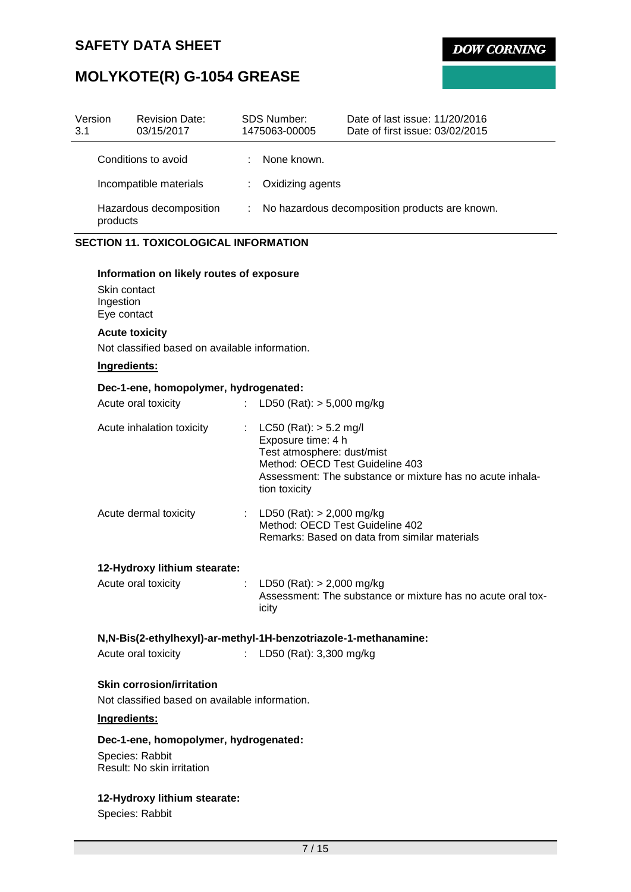| Version | Revision Date: | SDS Number: | Date of last issue: 11/20/2016 |
|---|---|---|---|
| 3.1 | 03/15/2017 | 1475063-00005 | Date of first issue: 03/02/2015 |

Conditions to avoid : None known.

Incompatible materials : Oxidizing agents

Hazardous decomposition products : No hazardous decomposition products are known.

## SECTION 11. TOXICOLOGICAL INFORMATION

**Information on likely routes of exposure**

Skin contact
Ingestion
Eye contact

**Acute toxicity**

Not classified based on available information.

**Ingredients:**

**Dec-1-ene, homopolymer, hydrogenated:**

Acute oral toxicity : LD50 (Rat): > 5,000 mg/kg

Acute inhalation toxicity : LC50 (Rat): > 5.2 mg/l
Exposure time: 4 h
Test atmosphere: dust/mist
Method: OECD Test Guideline 403
Assessment: The substance or mixture has no acute inhalation toxicity

Acute dermal toxicity : LD50 (Rat): > 2,000 mg/kg
Method: OECD Test Guideline 402
Remarks: Based on data from similar materials

**12-Hydroxy lithium stearate:**

Acute oral toxicity : LD50 (Rat): > 2,000 mg/kg
Assessment: The substance or mixture has no acute oral toxicity

**N,N-Bis(2-ethylhexyl)-ar-methyl-1H-benzotriazole-1-methanamine:**

Acute oral toxicity : LD50 (Rat): 3,300 mg/kg

**Skin corrosion/irritation**

Not classified based on available information.

**Ingredients:**

**Dec-1-ene, homopolymer, hydrogenated:**

Species: Rabbit
Result: No skin irritation

**12-Hydroxy lithium stearate:**

Species: Rabbit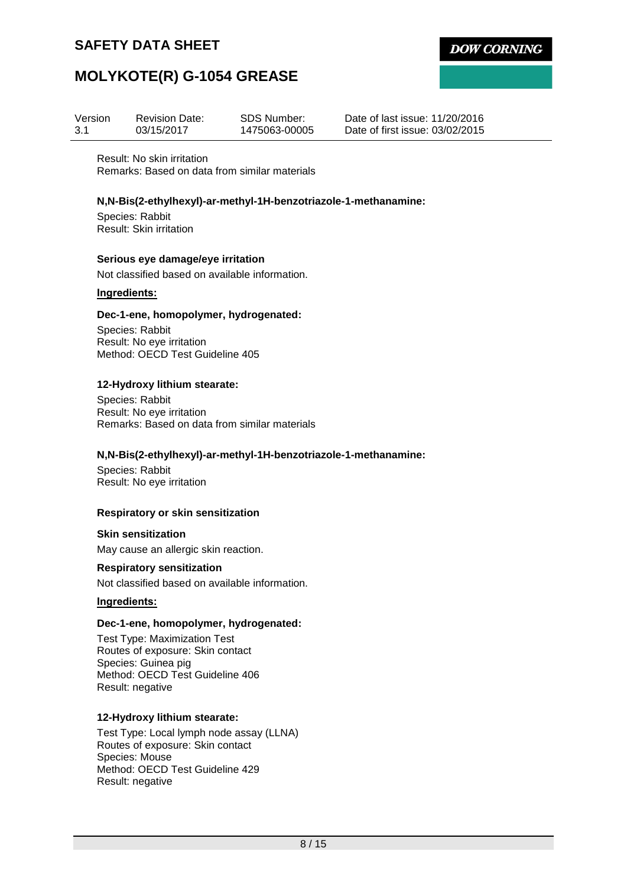Result: No skin irritation
Remarks: Based on data from similar materials

**N,N-Bis(2-ethylhexyl)-ar-methyl-1H-benzotriazole-1-methanamine:**

Species: Rabbit
Result: Skin irritation

**Serious eye damage/eye irritation**

Not classified based on available information.

**Ingredients:**

**Dec-1-ene, homopolymer, hydrogenated:**

Species: Rabbit
Result: No eye irritation
Method: OECD Test Guideline 405

**12-Hydroxy lithium stearate:**

Species: Rabbit
Result: No eye irritation
Remarks: Based on data from similar materials

**N,N-Bis(2-ethylhexyl)-ar-methyl-1H-benzotriazole-1-methanamine:**

Species: Rabbit
Result: No eye irritation

**Respiratory or skin sensitization**

**Skin sensitization**

May cause an allergic skin reaction.

**Respiratory sensitization**

Not classified based on available information.

**Ingredients:**

**Dec-1-ene, homopolymer, hydrogenated:**

Test Type: Maximization Test
Routes of exposure: Skin contact
Species: Guinea pig
Method: OECD Test Guideline 406
Result: negative

**12-Hydroxy lithium stearate:**

Test Type: Local lymph node assay (LLNA)
Routes of exposure: Skin contact
Species: Mouse
Method: OECD Test Guideline 429
Result: negative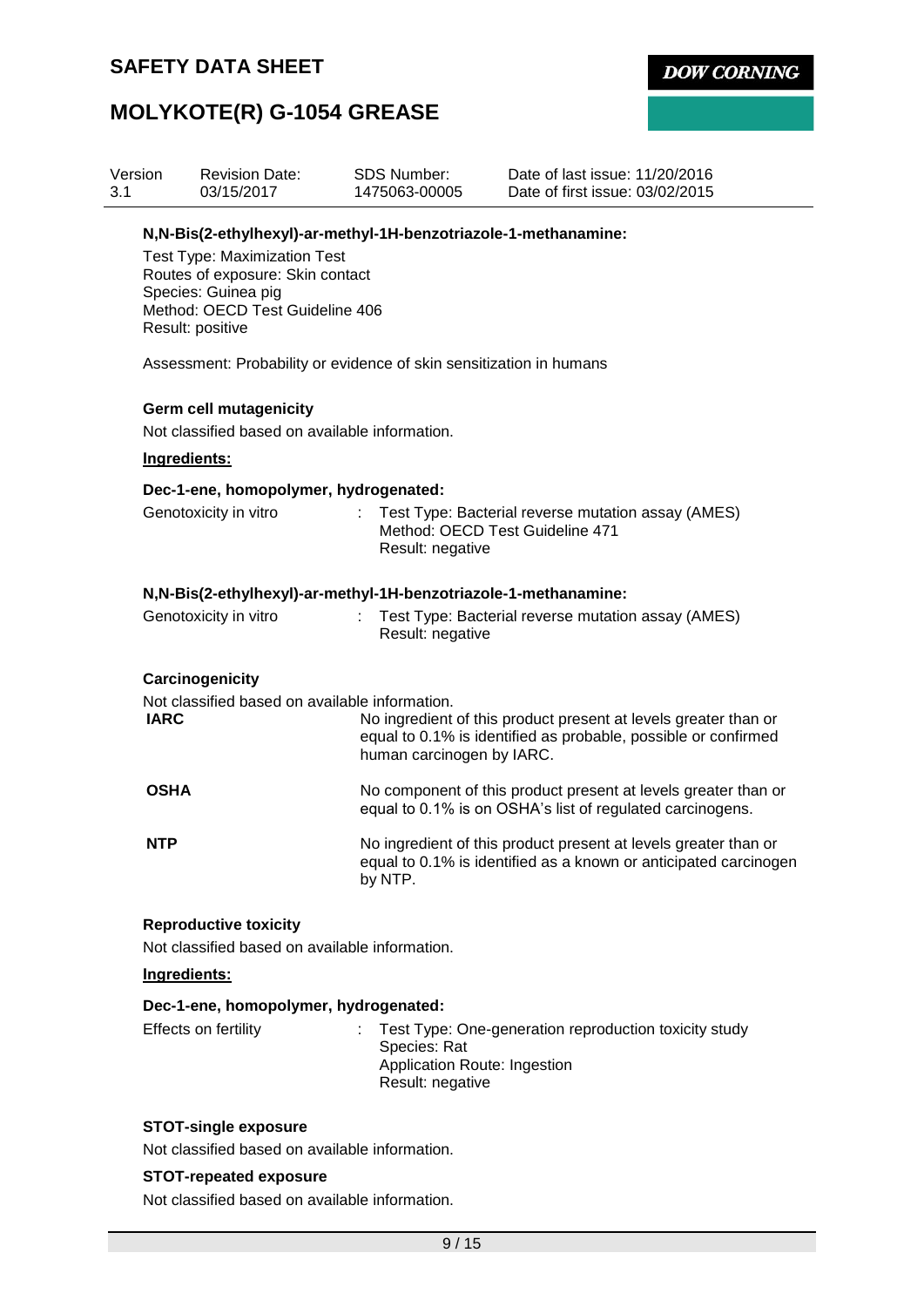**N,N-Bis(2-ethylhexyl)-ar-methyl-1H-benzotriazole-1-methanamine:**

Test Type: Maximization Test
Routes of exposure: Skin contact
Species: Guinea pig
Method: OECD Test Guideline 406
Result: positive

Assessment: Probability or evidence of skin sensitization in humans

### Germ cell mutagenicity

Not classified based on available information.

**Ingredients:**

**Dec-1-ene, homopolymer, hydrogenated:**

| | |
|---|---|
| Genotoxicity in vitro | : Test Type: Bacterial reverse mutation assay (AMES)<br>Method: OECD Test Guideline 471<br>Result: negative |

**N,N-Bis(2-ethylhexyl)-ar-methyl-1H-benzotriazole-1-methanamine:**

| | |
|---|---|
| Genotoxicity in vitro | : Test Type: Bacterial reverse mutation assay (AMES)<br>Result: negative |

### Carcinogenicity

Not classified based on available information.

| | |
|---|---|
| **IARC** | No ingredient of this product present at levels greater than or equal to 0.1% is identified as probable, possible or confirmed human carcinogen by IARC. |
| **OSHA** | No component of this product present at levels greater than or equal to 0.1% is on OSHA's list of regulated carcinogens. |
| **NTP** | No ingredient of this product present at levels greater than or equal to 0.1% is identified as a known or anticipated carcinogen by NTP. |

### Reproductive toxicity

Not classified based on available information.

**Ingredients:**

**Dec-1-ene, homopolymer, hydrogenated:**

| | |
|---|---|
| Effects on fertility | : Test Type: One-generation reproduction toxicity study<br>Species: Rat<br>Application Route: Ingestion<br>Result: negative |

### STOT-single exposure

Not classified based on available information.

### STOT-repeated exposure

Not classified based on available information.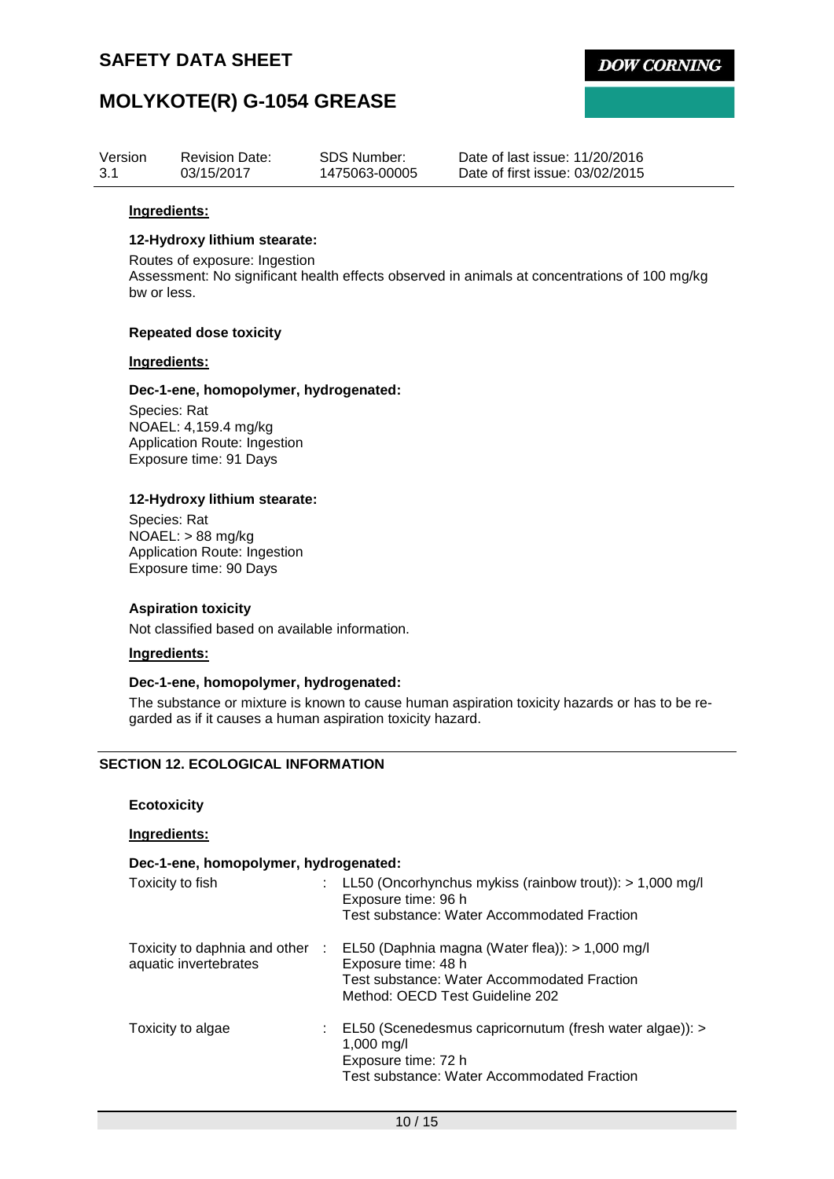**Ingredients:**

**12-Hydroxy lithium stearate:**

Routes of exposure: Ingestion
Assessment: No significant health effects observed in animals at concentrations of 100 mg/kg bw or less.

**Repeated dose toxicity**

**Ingredients:**

**Dec-1-ene, homopolymer, hydrogenated:**

Species: Rat
NOAEL: 4,159.4 mg/kg
Application Route: Ingestion
Exposure time: 91 Days

**12-Hydroxy lithium stearate:**

Species: Rat
NOAEL: > 88 mg/kg
Application Route: Ingestion
Exposure time: 90 Days

**Aspiration toxicity**

Not classified based on available information.

**Ingredients:**

**Dec-1-ene, homopolymer, hydrogenated:**

The substance or mixture is known to cause human aspiration toxicity hazards or has to be regarded as if it causes a human aspiration toxicity hazard.

## SECTION 12. ECOLOGICAL INFORMATION

**Ecotoxicity**

**Ingredients:**

**Dec-1-ene, homopolymer, hydrogenated:**

| | | |
|---|---|---|
| Toxicity to fish | : | LL50 (Oncorhynchus mykiss (rainbow trout)): > 1,000 mg/l<br>Exposure time: 96 h<br>Test substance: Water Accommodated Fraction |
| Toxicity to daphnia and other aquatic invertebrates | : | EL50 (Daphnia magna (Water flea)): > 1,000 mg/l<br>Exposure time: 48 h<br>Test substance: Water Accommodated Fraction<br>Method: OECD Test Guideline 202 |
| Toxicity to algae | : | EL50 (Scenedesmus capricornutum (fresh water algae)): > 1,000 mg/l<br>Exposure time: 72 h<br>Test substance: Water Accommodated Fraction |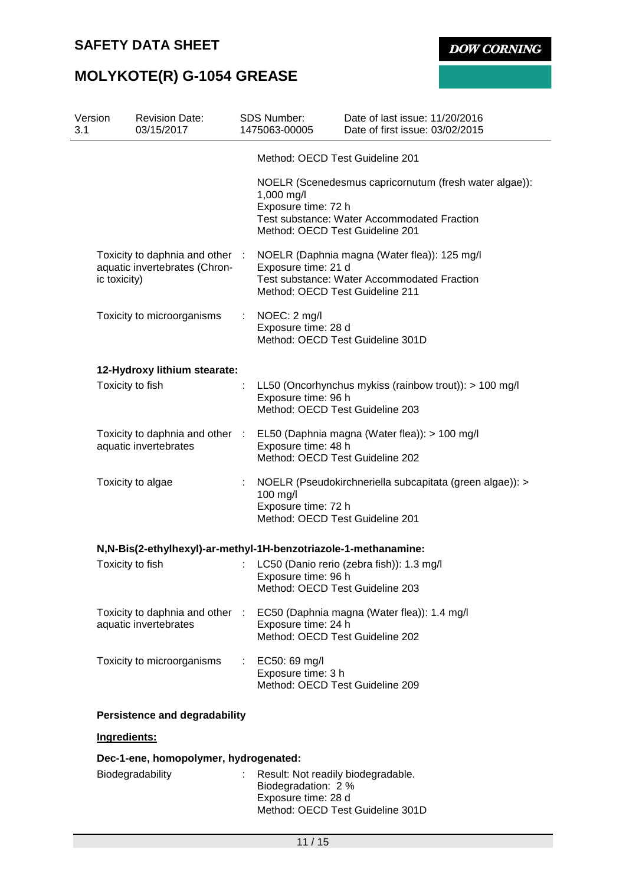Method: OECD Test Guideline 201

NOELR (Scenedesmus capricornutum (fresh water algae)): 1,000 mg/l
Exposure time: 72 h
Test substance: Water Accommodated Fraction
Method: OECD Test Guideline 201

| | | |
|---|---|---|
| Toxicity to daphnia and other aquatic invertebrates (Chronic toxicity) | : | NOELR (Daphnia magna (Water flea)): 125 mg/l<br>Exposure time: 21 d<br>Test substance: Water Accommodated Fraction<br>Method: OECD Test Guideline 211 |
| Toxicity to microorganisms | : | NOEC: 2 mg/l<br>Exposure time: 28 d<br>Method: OECD Test Guideline 301D |

**12-Hydroxy lithium stearate:**

| | | |
|---|---|---|
| Toxicity to fish | : | LL50 (Oncorhynchus mykiss (rainbow trout)): > 100 mg/l<br>Exposure time: 96 h<br>Method: OECD Test Guideline 203 |
| Toxicity to daphnia and other aquatic invertebrates | : | EL50 (Daphnia magna (Water flea)): > 100 mg/l<br>Exposure time: 48 h<br>Method: OECD Test Guideline 202 |
| Toxicity to algae | : | NOELR (Pseudokirchneriella subcapitata (green algae)): > 100 mg/l<br>Exposure time: 72 h<br>Method: OECD Test Guideline 201 |

**N,N-Bis(2-ethylhexyl)-ar-methyl-1H-benzotriazole-1-methanamine:**

| | | |
|---|---|---|
| Toxicity to fish | : | LC50 (Danio rerio (zebra fish)): 1.3 mg/l<br>Exposure time: 96 h<br>Method: OECD Test Guideline 203 |
| Toxicity to daphnia and other aquatic invertebrates | : | EC50 (Daphnia magna (Water flea)): 1.4 mg/l<br>Exposure time: 24 h<br>Method: OECD Test Guideline 202 |
| Toxicity to microorganisms | : | EC50: 69 mg/l<br>Exposure time: 3 h<br>Method: OECD Test Guideline 209 |

**Persistence and degradability**

**Ingredients:**

**Dec-1-ene, homopolymer, hydrogenated:**

| | | |
|---|---|---|
| Biodegradability | : | Result: Not readily biodegradable.<br>Biodegradation: 2 %<br>Exposure time: 28 d<br>Method: OECD Test Guideline 301D |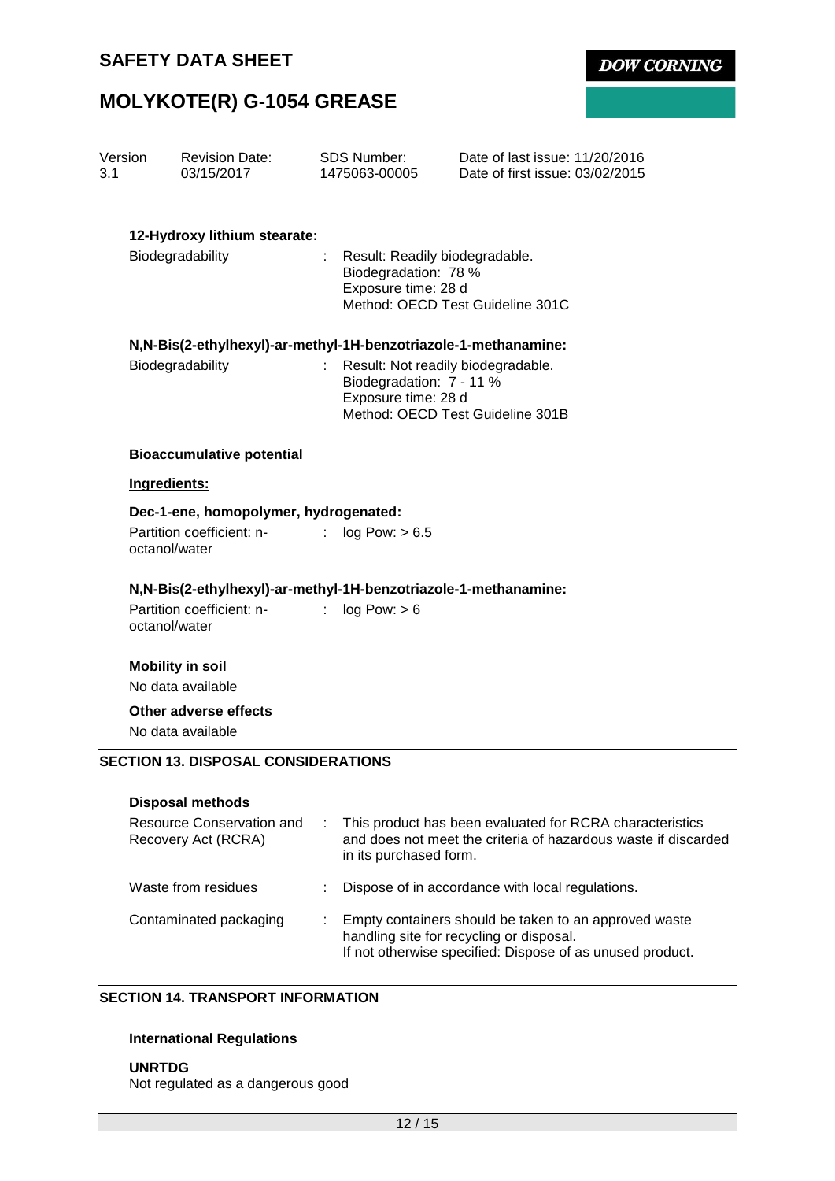**12-Hydroxy lithium stearate:**

Biodegradability : Result: Readily biodegradable.
Biodegradation: 78 %
Exposure time: 28 d
Method: OECD Test Guideline 301C

**N,N-Bis(2-ethylhexyl)-ar-methyl-1H-benzotriazole-1-methanamine:**

Biodegradability : Result: Not readily biodegradable.
Biodegradation: 7 - 11 %
Exposure time: 28 d
Method: OECD Test Guideline 301B

**Bioaccumulative potential**

**Ingredients:**

**Dec-1-ene, homopolymer, hydrogenated:**

Partition coefficient: n-octanol/water : log Pow: > 6.5

**N,N-Bis(2-ethylhexyl)-ar-methyl-1H-benzotriazole-1-methanamine:**

Partition coefficient: n-octanol/water : log Pow: > 6

**Mobility in soil**

No data available

**Other adverse effects**

No data available

## SECTION 13. DISPOSAL CONSIDERATIONS

**Disposal methods**

Resource Conservation and Recovery Act (RCRA) : This product has been evaluated for RCRA characteristics and does not meet the criteria of hazardous waste if discarded in its purchased form.

Waste from residues : Dispose of in accordance with local regulations.

Contaminated packaging : Empty containers should be taken to an approved waste handling site for recycling or disposal.
If not otherwise specified: Dispose of as unused product.

## SECTION 14. TRANSPORT INFORMATION

**International Regulations**

**UNRTDG**
Not regulated as a dangerous good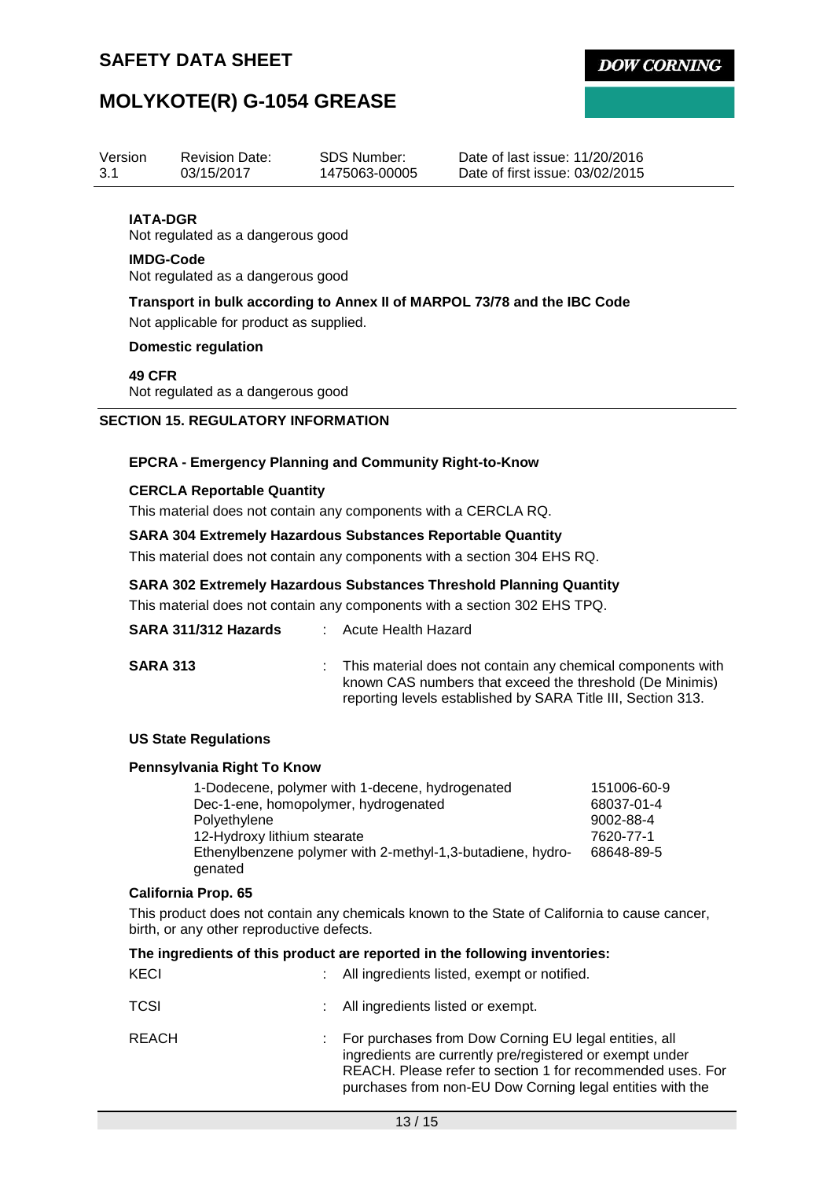**IATA-DGR**

Not regulated as a dangerous good

**IMDG-Code**

Not regulated as a dangerous good

**Transport in bulk according to Annex II of MARPOL 73/78 and the IBC Code**

Not applicable for product as supplied.

**Domestic regulation**

**49 CFR**

Not regulated as a dangerous good

## SECTION 15. REGULATORY INFORMATION

**EPCRA - Emergency Planning and Community Right-to-Know**

**CERCLA Reportable Quantity**

This material does not contain any components with a CERCLA RQ.

**SARA 304 Extremely Hazardous Substances Reportable Quantity**

This material does not contain any components with a section 304 EHS RQ.

**SARA 302 Extremely Hazardous Substances Threshold Planning Quantity**

This material does not contain any components with a section 302 EHS TPQ.

**SARA 311/312 Hazards** : Acute Health Hazard

**SARA 313** : This material does not contain any chemical components with known CAS numbers that exceed the threshold (De Minimis) reporting levels established by SARA Title III, Section 313.

**US State Regulations**

**Pennsylvania Right To Know**

| | |
|---|---|
| 1-Dodecene, polymer with 1-decene, hydrogenated | 151006-60-9 |
| Dec-1-ene, homopolymer, hydrogenated | 68037-01-4 |
| Polyethylene | 9002-88-4 |
| 12-Hydroxy lithium stearate | 7620-77-1 |
| Ethenylbenzene polymer with 2-methyl-1,3-butadiene, hydrogenated | 68648-89-5 |

**California Prop. 65**

This product does not contain any chemicals known to the State of California to cause cancer, birth, or any other reproductive defects.

**The ingredients of this product are reported in the following inventories:**

KECI : All ingredients listed, exempt or notified.

TCSI : All ingredients listed or exempt.

REACH : For purchases from Dow Corning EU legal entities, all ingredients are currently pre/registered or exempt under REACH. Please refer to section 1 for recommended uses. For purchases from non-EU Dow Corning legal entities with the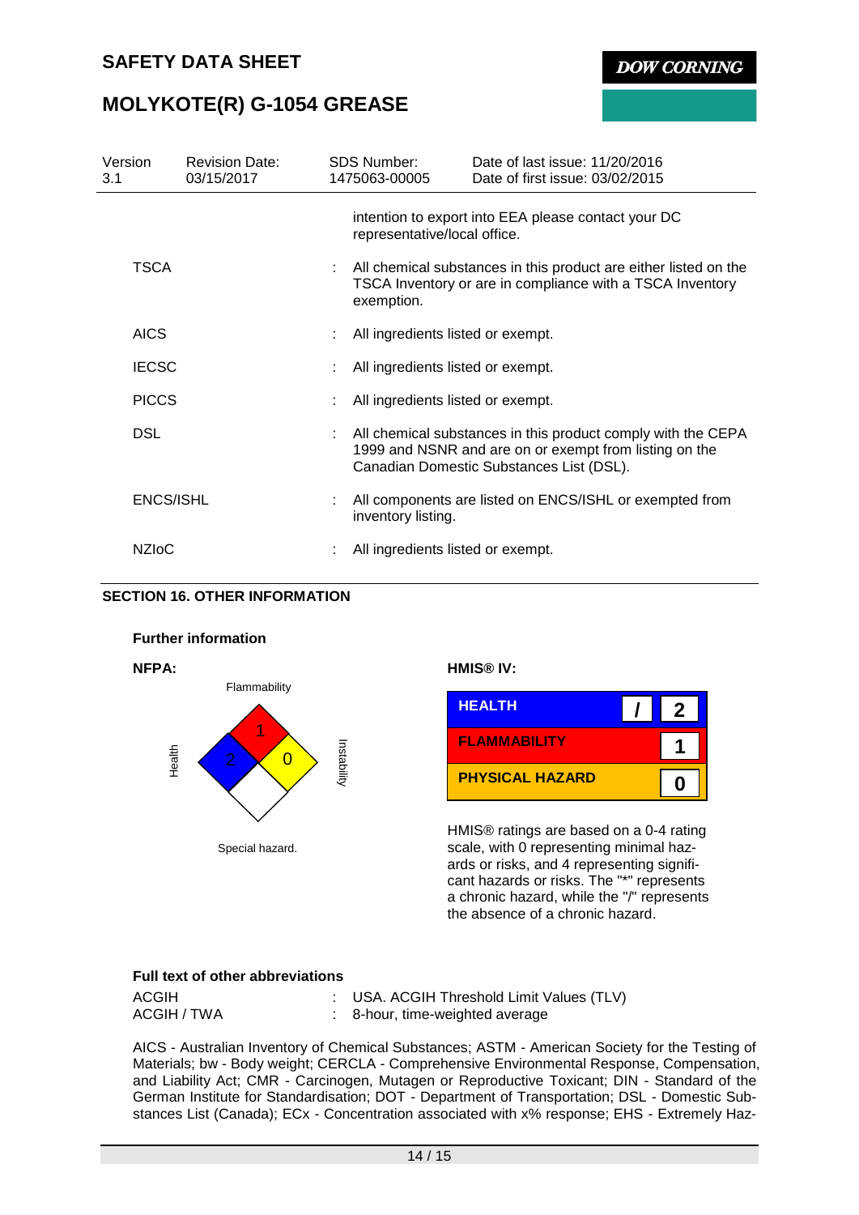| Version 3.1 | Revision Date: 03/15/2017 | SDS Number: 1475063-00005 | Date of last issue: 11/20/2016 Date of first issue: 03/02/2015 |
|---|---|---|---|

intention to export into EEA please contact your DC representative/local office.

TSCA : All chemical substances in this product are either listed on the TSCA Inventory or are in compliance with a TSCA Inventory exemption.

AICS : All ingredients listed or exempt.

IECSC : All ingredients listed or exempt.

PICCS : All ingredients listed or exempt.

DSL : All chemical substances in this product comply with the CEPA 1999 and NSNR and are on or exempt from listing on the Canadian Domestic Substances List (DSL).

ENCS/ISHL : All components are listed on ENCS/ISHL or exempted from inventory listing.

NZIoC : All ingredients listed or exempt.

## SECTION 16. OTHER INFORMATION

### Further information

**NFPA:**

Flammability: 1
Health: 2
Instability: 0
Special hazard.

**HMIS® IV:**

| | | |
|---|---|---|
| HEALTH | / | 2 |
| FLAMMABILITY | | 1 |
| PHYSICAL HAZARD | | 0 |

HMIS® ratings are based on a 0-4 rating scale, with 0 representing minimal hazards or risks, and 4 representing significant hazards or risks. The "*" represents a chronic hazard, while the "/" represents the absence of a chronic hazard.

### Full text of other abbreviations

ACGIH : USA. ACGIH Threshold Limit Values (TLV)
ACGIH / TWA : 8-hour, time-weighted average

AICS - Australian Inventory of Chemical Substances; ASTM - American Society for the Testing of Materials; bw - Body weight; CERCLA - Comprehensive Environmental Response, Compensation, and Liability Act; CMR - Carcinogen, Mutagen or Reproductive Toxicant; DIN - Standard of the German Institute for Standardisation; DOT - Department of Transportation; DSL - Domestic Substances List (Canada); ECx - Concentration associated with x% response; EHS - Extremely Haz-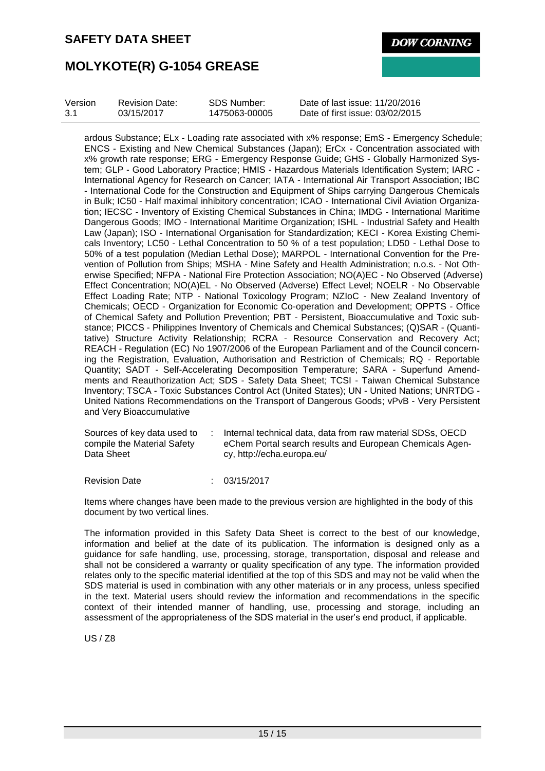ardous Substance; ELx - Loading rate associated with x% response; EmS - Emergency Schedule; ENCS - Existing and New Chemical Substances (Japan); ErCx - Concentration associated with x% growth rate response; ERG - Emergency Response Guide; GHS - Globally Harmonized System; GLP - Good Laboratory Practice; HMIS - Hazardous Materials Identification System; IARC - International Agency for Research on Cancer; IATA - International Air Transport Association; IBC - International Code for the Construction and Equipment of Ships carrying Dangerous Chemicals in Bulk; IC50 - Half maximal inhibitory concentration; ICAO - International Civil Aviation Organization; IECSC - Inventory of Existing Chemical Substances in China; IMDG - International Maritime Dangerous Goods; IMO - International Maritime Organization; ISHL - Industrial Safety and Health Law (Japan); ISO - International Organisation for Standardization; KECI - Korea Existing Chemicals Inventory; LC50 - Lethal Concentration to 50 % of a test population; LD50 - Lethal Dose to 50% of a test population (Median Lethal Dose); MARPOL - International Convention for the Prevention of Pollution from Ships; MSHA - Mine Safety and Health Administration; n.o.s. - Not Otherwise Specified; NFPA - National Fire Protection Association; NO(A)EC - No Observed (Adverse) Effect Concentration; NO(A)EL - No Observed (Adverse) Effect Level; NOELR - No Observable Effect Loading Rate; NTP - National Toxicology Program; NZIoC - New Zealand Inventory of Chemicals; OECD - Organization for Economic Co-operation and Development; OPPTS - Office of Chemical Safety and Pollution Prevention; PBT - Persistent, Bioaccumulative and Toxic substance; PICCS - Philippines Inventory of Chemicals and Chemical Substances; (Q)SAR - (Quantitative) Structure Activity Relationship; RCRA - Resource Conservation and Recovery Act; REACH - Regulation (EC) No 1907/2006 of the European Parliament and of the Council concerning the Registration, Evaluation, Authorisation and Restriction of Chemicals; RQ - Reportable Quantity; SADT - Self-Accelerating Decomposition Temperature; SARA - Superfund Amendments and Reauthorization Act; SDS - Safety Data Sheet; TCSI - Taiwan Chemical Substance Inventory; TSCA - Toxic Substances Control Act (United States); UN - United Nations; UNRTDG - United Nations Recommendations on the Transport of Dangerous Goods; vPvB - Very Persistent and Very Bioaccumulative

| | |
|---|---|
| Sources of key data used to compile the Material Safety Data Sheet | : Internal technical data, data from raw material SDSs, OECD eChem Portal search results and European Chemicals Agency, http://echa.europa.eu/ |
| Revision Date | : 03/15/2017 |

Items where changes have been made to the previous version are highlighted in the body of this document by two vertical lines.

The information provided in this Safety Data Sheet is correct to the best of our knowledge, information and belief at the date of its publication. The information is designed only as a guidance for safe handling, use, processing, storage, transportation, disposal and release and shall not be considered a warranty or quality specification of any type. The information provided relates only to the specific material identified at the top of this SDS and may not be valid when the SDS material is used in combination with any other materials or in any process, unless specified in the text. Material users should review the information and recommendations in the specific context of their intended manner of handling, use, processing and storage, including an assessment of the appropriateness of the SDS material in the user's end product, if applicable.

US / Z8